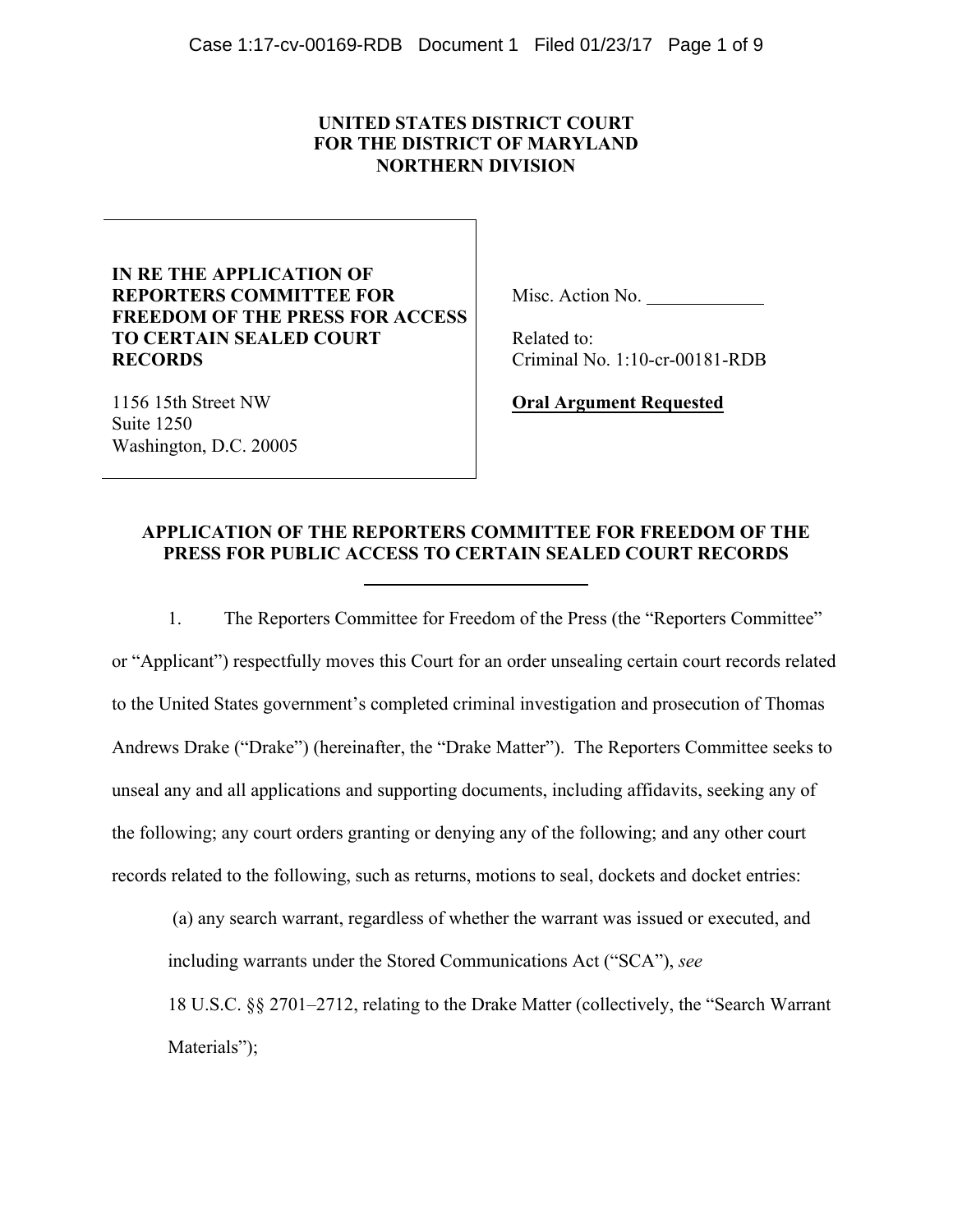**UNITED STATES DISTRICT COURT**
**FOR THE DISTRICT OF MARYLAND**
**NORTHERN DIVISION**

| | |
|---|---|
| **IN RE THE APPLICATION OF REPORTERS COMMITTEE FOR FREEDOM OF THE PRESS FOR ACCESS TO CERTAIN SEALED COURT RECORDS**<br><br>1156 15th Street NW<br>Suite 1250<br>Washington, D.C. 20005 | Misc. Action No. ____________<br><br>Related to:<br>Criminal No. 1:10-cr-00181-RDB<br><br>**Oral Argument Requested** |

**APPLICATION OF THE REPORTERS COMMITTEE FOR FREEDOM OF THE PRESS FOR PUBLIC ACCESS TO CERTAIN SEALED COURT RECORDS**

1. The Reporters Committee for Freedom of the Press (the "Reporters Committee" or "Applicant") respectfully moves this Court for an order unsealing certain court records related to the United States government's completed criminal investigation and prosecution of Thomas Andrews Drake ("Drake") (hereinafter, the "Drake Matter"). The Reporters Committee seeks to unseal any and all applications and supporting documents, including affidavits, seeking any of the following; any court orders granting or denying any of the following; and any other court records related to the following, such as returns, motions to seal, dockets and docket entries:

(a) any search warrant, regardless of whether the warrant was issued or executed, and including warrants under the Stored Communications Act ("SCA"), *see* 18 U.S.C. §§ 2701–2712, relating to the Drake Matter (collectively, the "Search Warrant Materials");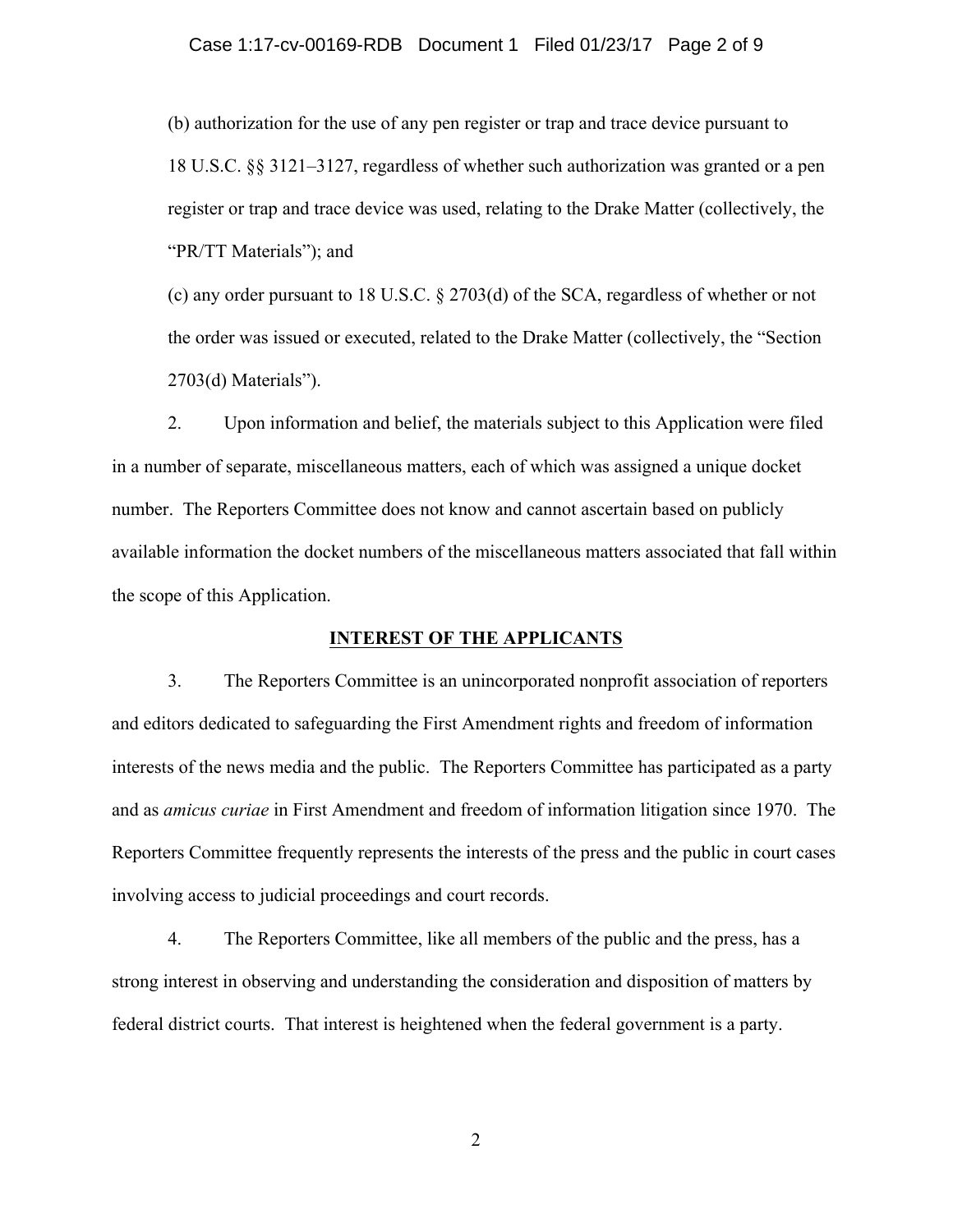(b) authorization for the use of any pen register or trap and trace device pursuant to 18 U.S.C. §§ 3121–3127, regardless of whether such authorization was granted or a pen register or trap and trace device was used, relating to the Drake Matter (collectively, the "PR/TT Materials"); and

(c) any order pursuant to 18 U.S.C. § 2703(d) of the SCA, regardless of whether or not the order was issued or executed, related to the Drake Matter (collectively, the "Section 2703(d) Materials").

2. Upon information and belief, the materials subject to this Application were filed in a number of separate, miscellaneous matters, each of which was assigned a unique docket number. The Reporters Committee does not know and cannot ascertain based on publicly available information the docket numbers of the miscellaneous matters associated that fall within the scope of this Application.

## INTEREST OF THE APPLICANTS

3. The Reporters Committee is an unincorporated nonprofit association of reporters and editors dedicated to safeguarding the First Amendment rights and freedom of information interests of the news media and the public. The Reporters Committee has participated as a party and as *amicus curiae* in First Amendment and freedom of information litigation since 1970. The Reporters Committee frequently represents the interests of the press and the public in court cases involving access to judicial proceedings and court records.

4. The Reporters Committee, like all members of the public and the press, has a strong interest in observing and understanding the consideration and disposition of matters by federal district courts. That interest is heightened when the federal government is a party.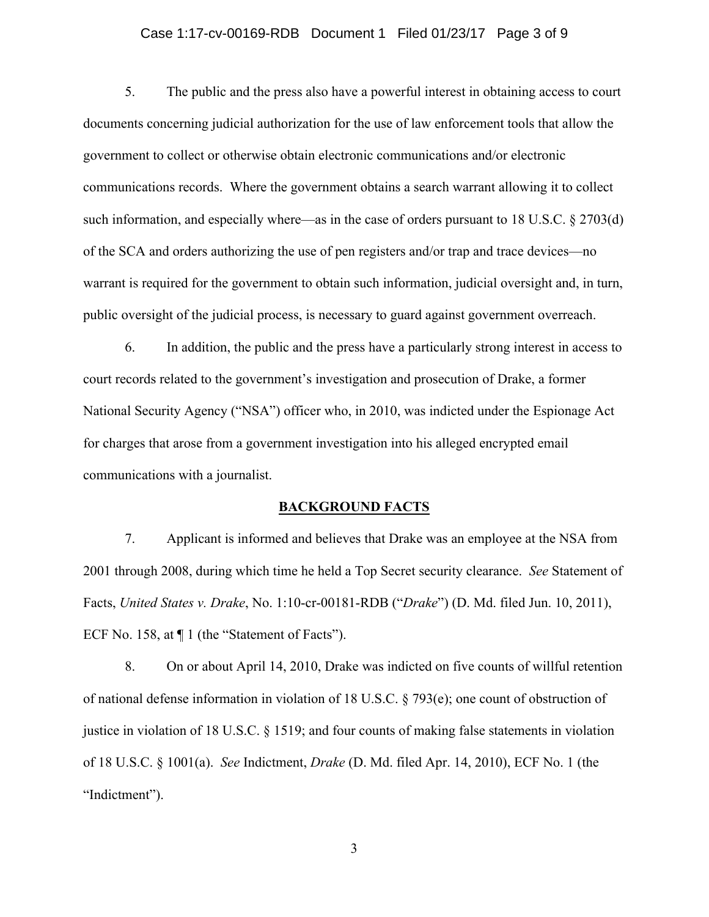5. The public and the press also have a powerful interest in obtaining access to court documents concerning judicial authorization for the use of law enforcement tools that allow the government to collect or otherwise obtain electronic communications and/or electronic communications records. Where the government obtains a search warrant allowing it to collect such information, and especially where—as in the case of orders pursuant to 18 U.S.C. § 2703(d) of the SCA and orders authorizing the use of pen registers and/or trap and trace devices—no warrant is required for the government to obtain such information, judicial oversight and, in turn, public oversight of the judicial process, is necessary to guard against government overreach.

6. In addition, the public and the press have a particularly strong interest in access to court records related to the government's investigation and prosecution of Drake, a former National Security Agency ("NSA") officer who, in 2010, was indicted under the Espionage Act for charges that arose from a government investigation into his alleged encrypted email communications with a journalist.

## BACKGROUND FACTS

7. Applicant is informed and believes that Drake was an employee at the NSA from 2001 through 2008, during which time he held a Top Secret security clearance. *See* Statement of Facts, *United States v. Drake*, No. 1:10-cr-00181-RDB ("*Drake*") (D. Md. filed Jun. 10, 2011), ECF No. 158, at ¶ 1 (the "Statement of Facts").

8. On or about April 14, 2010, Drake was indicted on five counts of willful retention of national defense information in violation of 18 U.S.C. § 793(e); one count of obstruction of justice in violation of 18 U.S.C. § 1519; and four counts of making false statements in violation of 18 U.S.C. § 1001(a). *See* Indictment, *Drake* (D. Md. filed Apr. 14, 2010), ECF No. 1 (the "Indictment").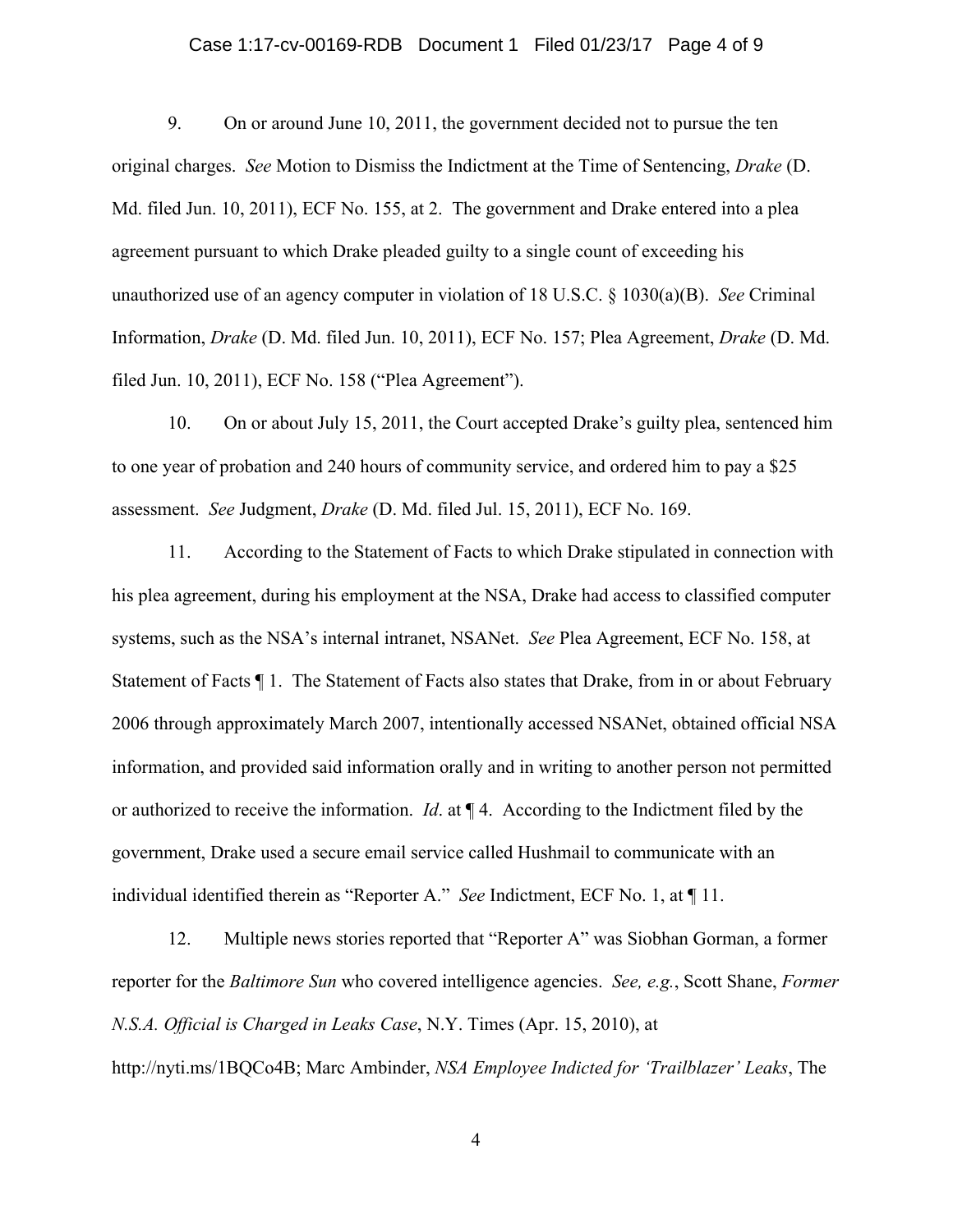9. On or around June 10, 2011, the government decided not to pursue the ten original charges. *See* Motion to Dismiss the Indictment at the Time of Sentencing, *Drake* (D. Md. filed Jun. 10, 2011), ECF No. 155, at 2. The government and Drake entered into a plea agreement pursuant to which Drake pleaded guilty to a single count of exceeding his unauthorized use of an agency computer in violation of 18 U.S.C. § 1030(a)(B). *See* Criminal Information, *Drake* (D. Md. filed Jun. 10, 2011), ECF No. 157; Plea Agreement, *Drake* (D. Md. filed Jun. 10, 2011), ECF No. 158 ("Plea Agreement").

10. On or about July 15, 2011, the Court accepted Drake's guilty plea, sentenced him to one year of probation and 240 hours of community service, and ordered him to pay a $25 assessment. *See* Judgment, *Drake* (D. Md. filed Jul. 15, 2011), ECF No. 169.

11. According to the Statement of Facts to which Drake stipulated in connection with his plea agreement, during his employment at the NSA, Drake had access to classified computer systems, such as the NSA's internal intranet, NSANet. *See* Plea Agreement, ECF No. 158, at Statement of Facts ¶ 1. The Statement of Facts also states that Drake, from in or about February 2006 through approximately March 2007, intentionally accessed NSANet, obtained official NSA information, and provided said information orally and in writing to another person not permitted or authorized to receive the information. *Id*. at ¶ 4. According to the Indictment filed by the government, Drake used a secure email service called Hushmail to communicate with an individual identified therein as "Reporter A." *See* Indictment, ECF No. 1, at ¶ 11.

12. Multiple news stories reported that "Reporter A" was Siobhan Gorman, a former reporter for the *Baltimore Sun* who covered intelligence agencies. *See, e.g.*, Scott Shane, *Former N.S.A. Official is Charged in Leaks Case*, N.Y. Times (Apr. 15, 2010), at http://nyti.ms/1BQCo4B; Marc Ambinder, *NSA Employee Indicted for 'Trailblazer' Leaks*, The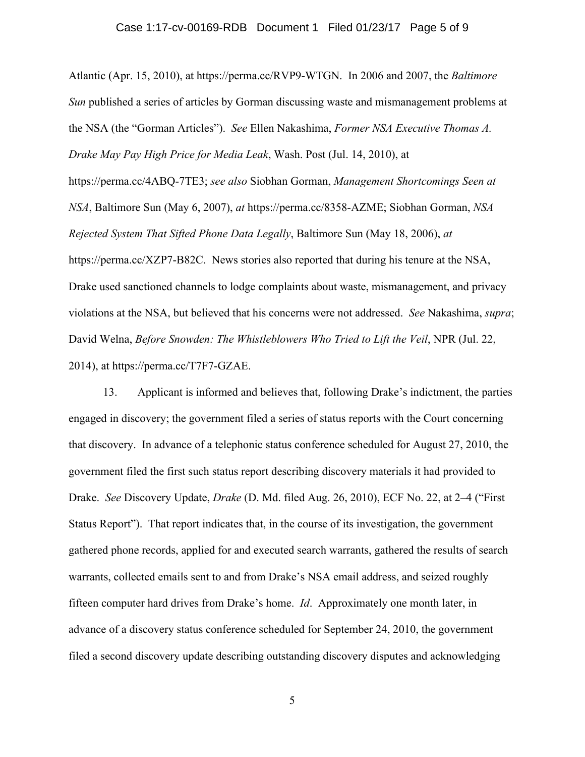Atlantic (Apr. 15, 2010), at https://perma.cc/RVP9-WTGN. In 2006 and 2007, the *Baltimore Sun* published a series of articles by Gorman discussing waste and mismanagement problems at the NSA (the "Gorman Articles"). *See* Ellen Nakashima, *Former NSA Executive Thomas A. Drake May Pay High Price for Media Leak*, Wash. Post (Jul. 14, 2010), at https://perma.cc/4ABQ-7TE3; *see also* Siobhan Gorman, *Management Shortcomings Seen at NSA*, Baltimore Sun (May 6, 2007), *at* https://perma.cc/8358-AZME; Siobhan Gorman, *NSA Rejected System That Sifted Phone Data Legally*, Baltimore Sun (May 18, 2006), *at* https://perma.cc/XZP7-B82C. News stories also reported that during his tenure at the NSA, Drake used sanctioned channels to lodge complaints about waste, mismanagement, and privacy violations at the NSA, but believed that his concerns were not addressed. *See* Nakashima, *supra*; David Welna, *Before Snowden: The Whistleblowers Who Tried to Lift the Veil*, NPR (Jul. 22, 2014), at https://perma.cc/T7F7-GZAE.

13. Applicant is informed and believes that, following Drake's indictment, the parties engaged in discovery; the government filed a series of status reports with the Court concerning that discovery. In advance of a telephonic status conference scheduled for August 27, 2010, the government filed the first such status report describing discovery materials it had provided to Drake. *See* Discovery Update, *Drake* (D. Md. filed Aug. 26, 2010), ECF No. 22, at 2–4 ("First Status Report"). That report indicates that, in the course of its investigation, the government gathered phone records, applied for and executed search warrants, gathered the results of search warrants, collected emails sent to and from Drake's NSA email address, and seized roughly fifteen computer hard drives from Drake's home. *Id*. Approximately one month later, in advance of a discovery status conference scheduled for September 24, 2010, the government filed a second discovery update describing outstanding discovery disputes and acknowledging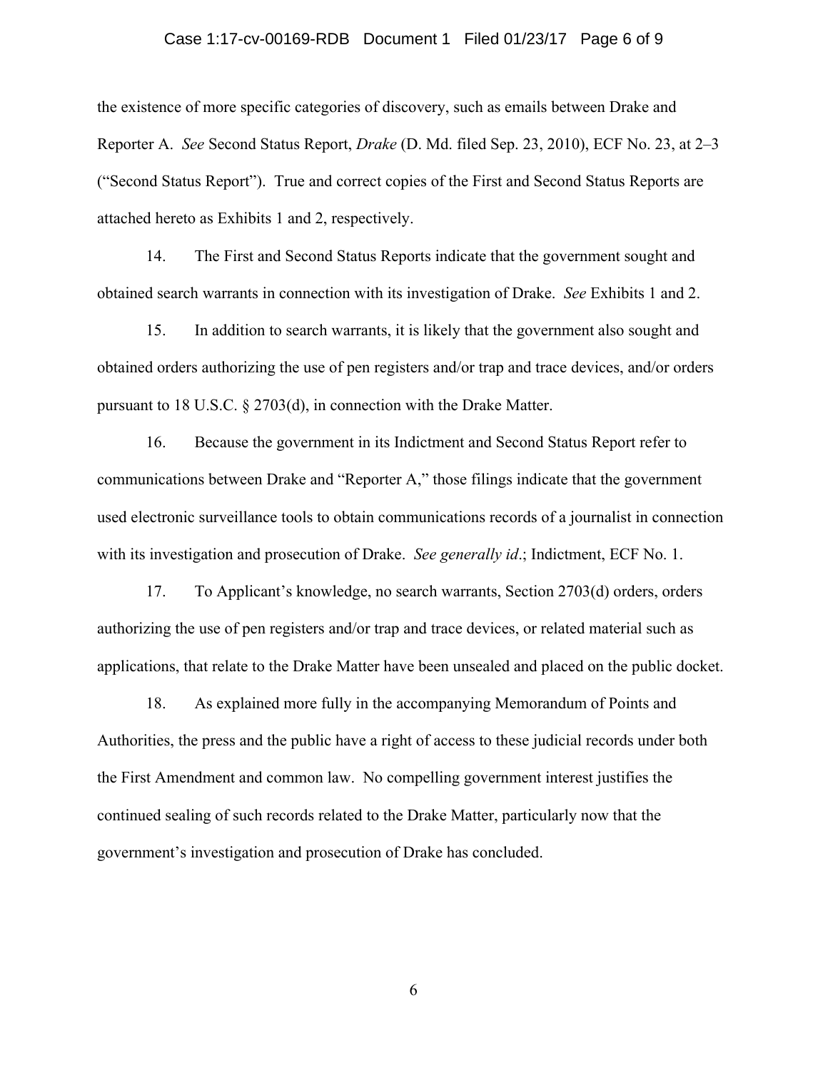the existence of more specific categories of discovery, such as emails between Drake and Reporter A. *See* Second Status Report, *Drake* (D. Md. filed Sep. 23, 2010), ECF No. 23, at 2–3 ("Second Status Report"). True and correct copies of the First and Second Status Reports are attached hereto as Exhibits 1 and 2, respectively.

14. The First and Second Status Reports indicate that the government sought and obtained search warrants in connection with its investigation of Drake. *See* Exhibits 1 and 2.

15. In addition to search warrants, it is likely that the government also sought and obtained orders authorizing the use of pen registers and/or trap and trace devices, and/or orders pursuant to 18 U.S.C. § 2703(d), in connection with the Drake Matter.

16. Because the government in its Indictment and Second Status Report refer to communications between Drake and "Reporter A," those filings indicate that the government used electronic surveillance tools to obtain communications records of a journalist in connection with its investigation and prosecution of Drake. *See generally id*.; Indictment, ECF No. 1.

17. To Applicant's knowledge, no search warrants, Section 2703(d) orders, orders authorizing the use of pen registers and/or trap and trace devices, or related material such as applications, that relate to the Drake Matter have been unsealed and placed on the public docket.

18. As explained more fully in the accompanying Memorandum of Points and Authorities, the press and the public have a right of access to these judicial records under both the First Amendment and common law. No compelling government interest justifies the continued sealing of such records related to the Drake Matter, particularly now that the government's investigation and prosecution of Drake has concluded.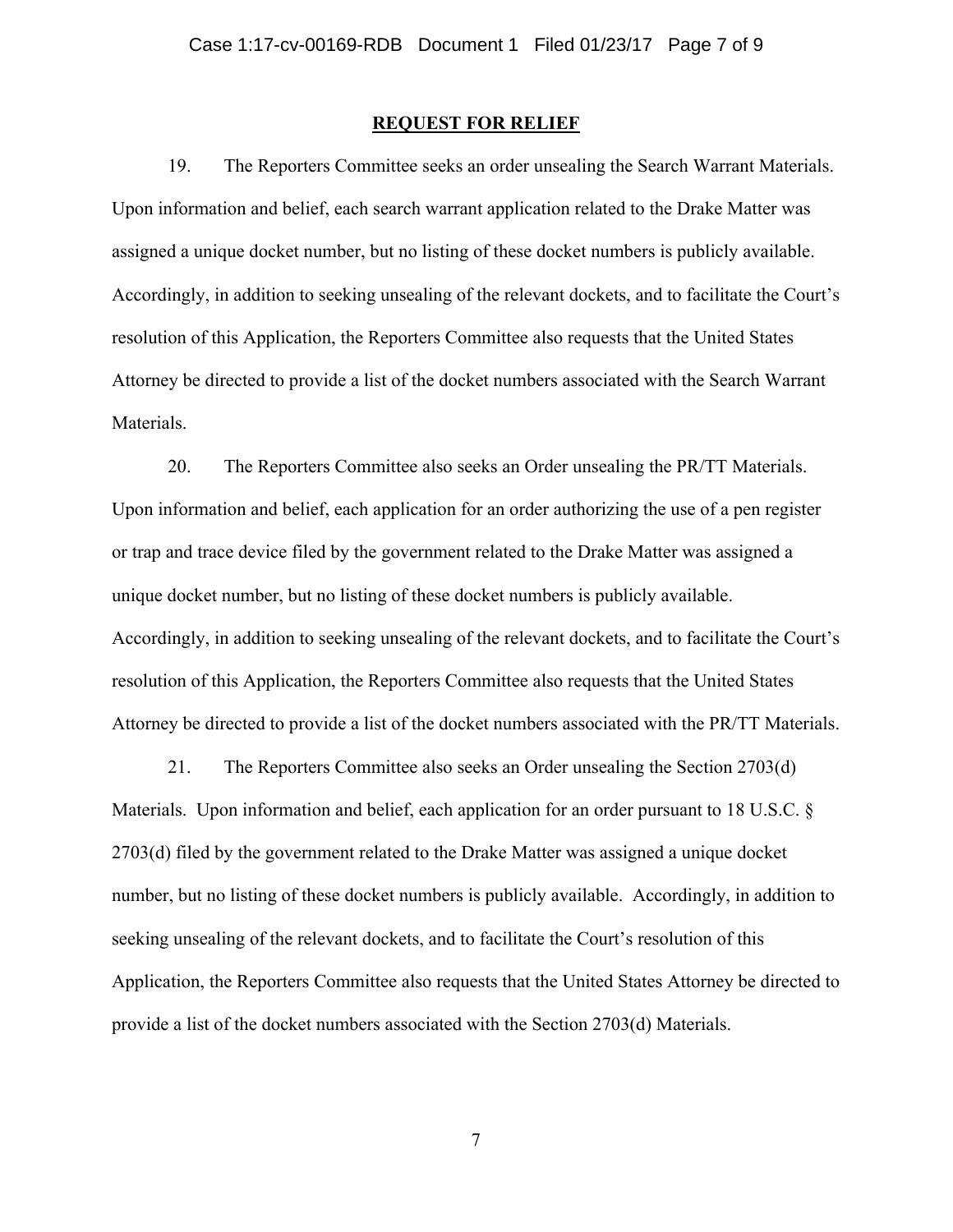## REQUEST FOR RELIEF

19. The Reporters Committee seeks an order unsealing the Search Warrant Materials. Upon information and belief, each search warrant application related to the Drake Matter was assigned a unique docket number, but no listing of these docket numbers is publicly available. Accordingly, in addition to seeking unsealing of the relevant dockets, and to facilitate the Court's resolution of this Application, the Reporters Committee also requests that the United States Attorney be directed to provide a list of the docket numbers associated with the Search Warrant Materials.

20. The Reporters Committee also seeks an Order unsealing the PR/TT Materials. Upon information and belief, each application for an order authorizing the use of a pen register or trap and trace device filed by the government related to the Drake Matter was assigned a unique docket number, but no listing of these docket numbers is publicly available. Accordingly, in addition to seeking unsealing of the relevant dockets, and to facilitate the Court's resolution of this Application, the Reporters Committee also requests that the United States Attorney be directed to provide a list of the docket numbers associated with the PR/TT Materials.

21. The Reporters Committee also seeks an Order unsealing the Section 2703(d) Materials. Upon information and belief, each application for an order pursuant to 18 U.S.C. § 2703(d) filed by the government related to the Drake Matter was assigned a unique docket number, but no listing of these docket numbers is publicly available. Accordingly, in addition to seeking unsealing of the relevant dockets, and to facilitate the Court's resolution of this Application, the Reporters Committee also requests that the United States Attorney be directed to provide a list of the docket numbers associated with the Section 2703(d) Materials.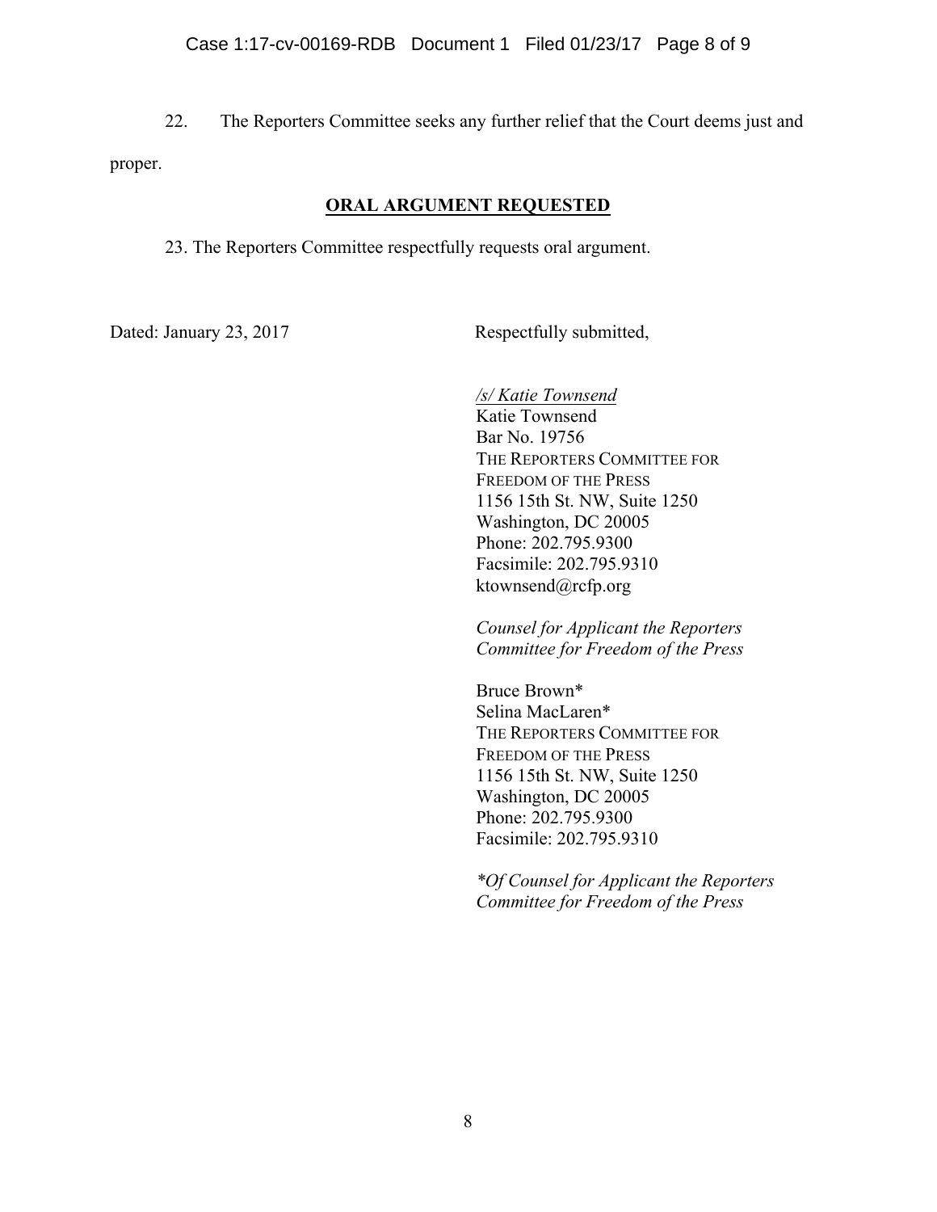22. The Reporters Committee seeks any further relief that the Court deems just and proper.

## ORAL ARGUMENT REQUESTED

23. The Reporters Committee respectfully requests oral argument.

Dated: January 23, 2017

Respectfully submitted,

*/s/ Katie Townsend*
Katie Townsend
Bar No. 19756
THE REPORTERS COMMITTEE FOR FREEDOM OF THE PRESS
1156 15th St. NW, Suite 1250
Washington, DC 20005
Phone: 202.795.9300
Facsimile: 202.795.9310
ktownsend@rcfp.org

*Counsel for Applicant the Reporters Committee for Freedom of the Press*

Bruce Brown*
Selina MacLaren*
THE REPORTERS COMMITTEE FOR FREEDOM OF THE PRESS
1156 15th St. NW, Suite 1250
Washington, DC 20005
Phone: 202.795.9300
Facsimile: 202.795.9310

*\*Of Counsel for Applicant the Reporters Committee for Freedom of the Press*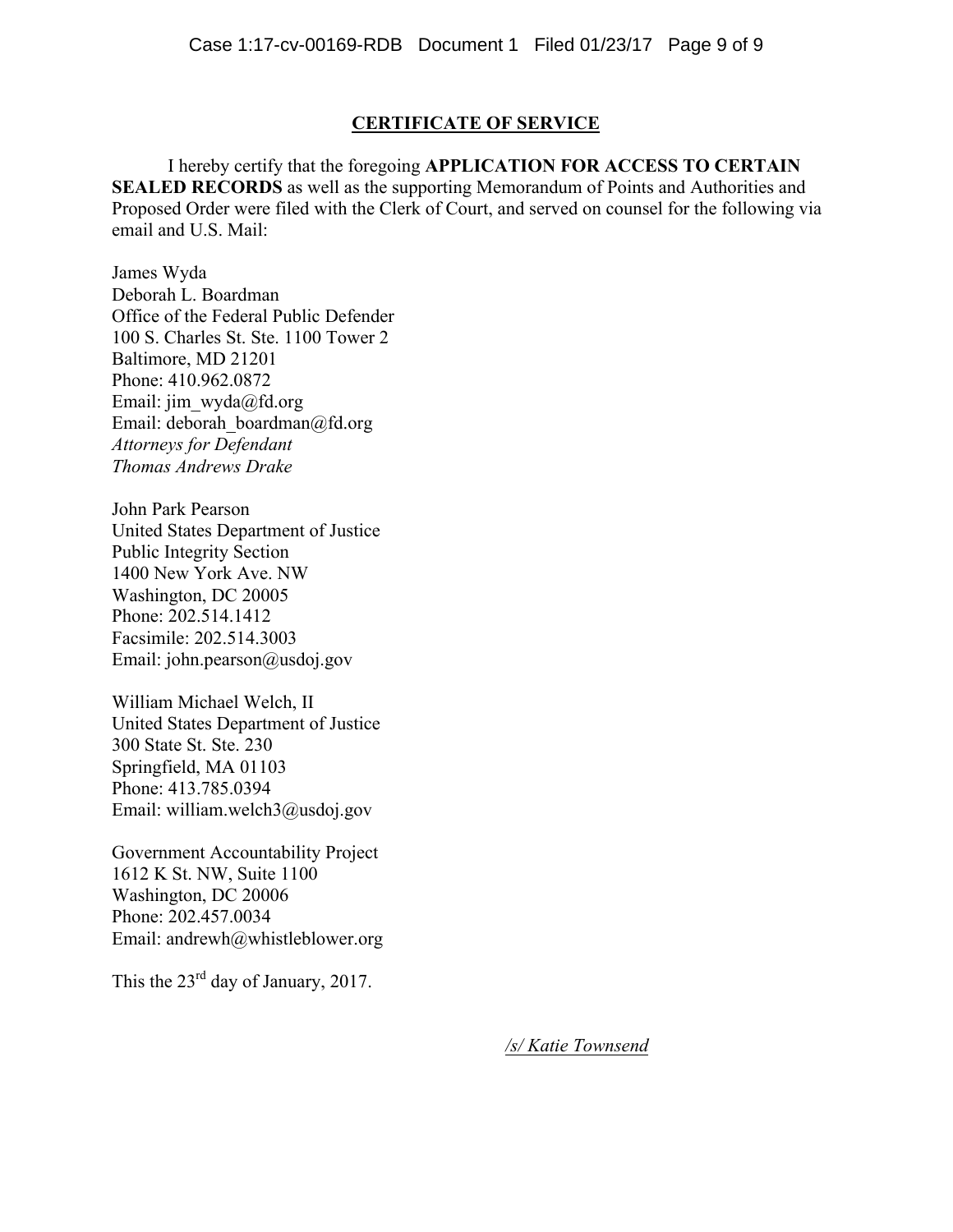## CERTIFICATE OF SERVICE

I hereby certify that the foregoing **APPLICATION FOR ACCESS TO CERTAIN SEALED RECORDS** as well as the supporting Memorandum of Points and Authorities and Proposed Order were filed with the Clerk of Court, and served on counsel for the following via email and U.S. Mail:

James Wyda
Deborah L. Boardman
Office of the Federal Public Defender
100 S. Charles St. Ste. 1100 Tower 2
Baltimore, MD 21201
Phone: 410.962.0872
Email: jim_wyda@fd.org
Email: deborah_boardman@fd.org
*Attorneys for Defendant*
*Thomas Andrews Drake*

John Park Pearson
United States Department of Justice
Public Integrity Section
1400 New York Ave. NW
Washington, DC 20005
Phone: 202.514.1412
Facsimile: 202.514.3003
Email: john.pearson@usdoj.gov

William Michael Welch, II
United States Department of Justice
300 State St. Ste. 230
Springfield, MA 01103
Phone: 413.785.0394
Email: william.welch3@usdoj.gov

Government Accountability Project
1612 K St. NW, Suite 1100
Washington, DC 20006
Phone: 202.457.0034
Email: andrewh@whistleblower.org

This the 23rd day of January, 2017.

*/s/ Katie Townsend*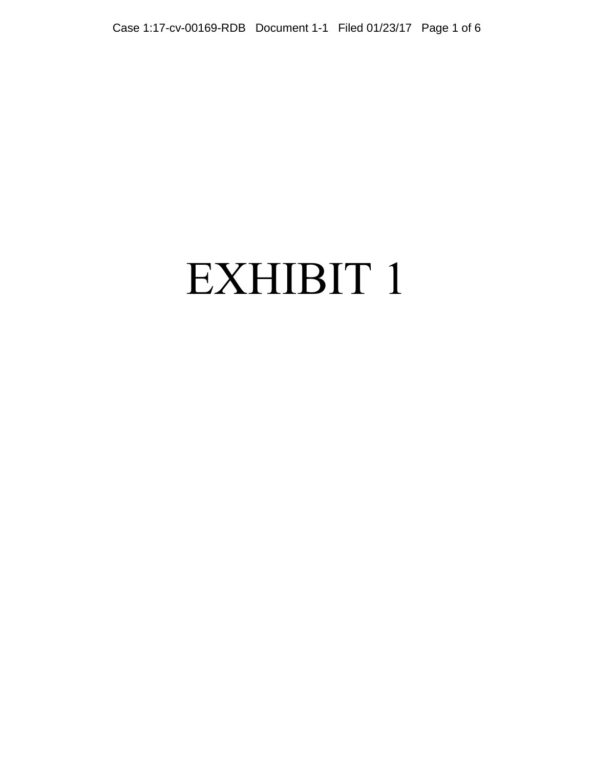# EXHIBIT 1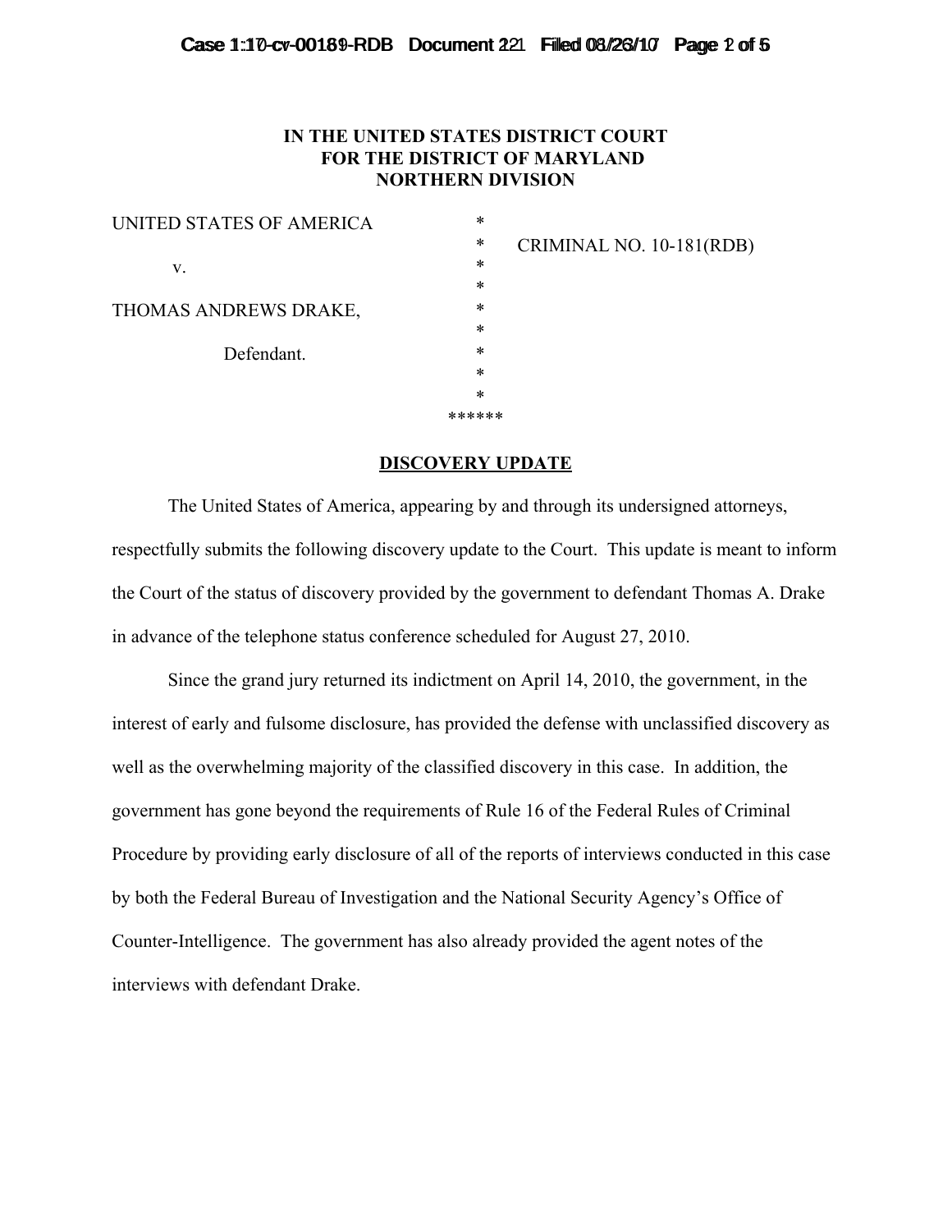**IN THE UNITED STATES DISTRICT COURT
FOR THE DISTRICT OF MARYLAND
NORTHERN DIVISION**

| | | |
|---|---|---|
| UNITED STATES OF AMERICA | * | |
| | * | CRIMINAL NO. 10-181(RDB) |
| v. | * | |
| | * | |
| THOMAS ANDREWS DRAKE, | * | |
| | * | |
| Defendant. | * | |
| | * | |
| | * | |
| | ****** | |

## DISCOVERY UPDATE

The United States of America, appearing by and through its undersigned attorneys, respectfully submits the following discovery update to the Court. This update is meant to inform the Court of the status of discovery provided by the government to defendant Thomas A. Drake in advance of the telephone status conference scheduled for August 27, 2010.

Since the grand jury returned its indictment on April 14, 2010, the government, in the interest of early and fulsome disclosure, has provided the defense with unclassified discovery as well as the overwhelming majority of the classified discovery in this case. In addition, the government has gone beyond the requirements of Rule 16 of the Federal Rules of Criminal Procedure by providing early disclosure of all of the reports of interviews conducted in this case by both the Federal Bureau of Investigation and the National Security Agency's Office of Counter-Intelligence. The government has also already provided the agent notes of the interviews with defendant Drake.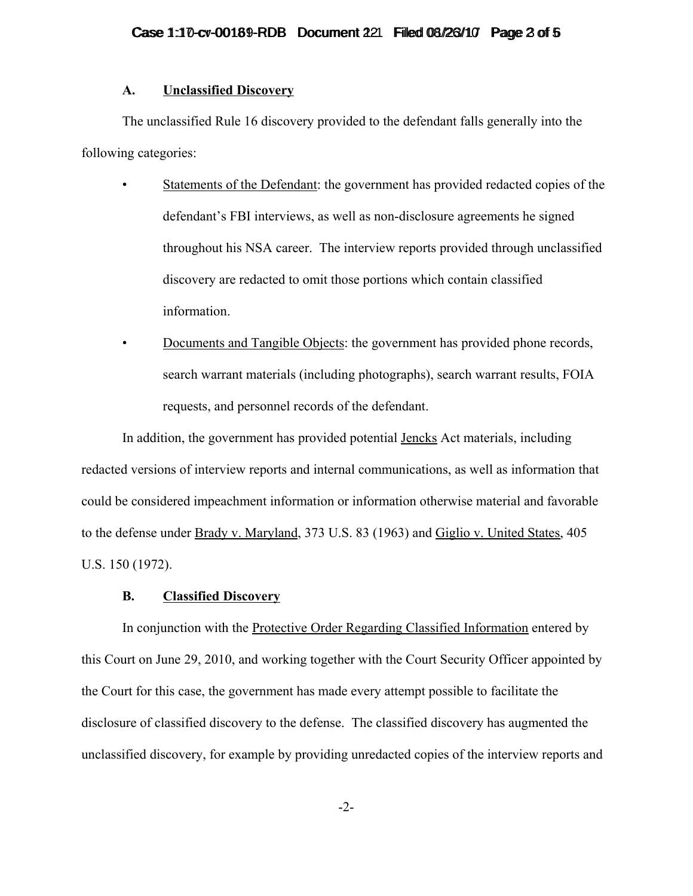### A. Unclassified Discovery

The unclassified Rule 16 discovery provided to the defendant falls generally into the following categories:

- Statements of the Defendant: the government has provided redacted copies of the defendant's FBI interviews, as well as non-disclosure agreements he signed throughout his NSA career. The interview reports provided through unclassified discovery are redacted to omit those portions which contain classified information.
- Documents and Tangible Objects: the government has provided phone records, search warrant materials (including photographs), search warrant results, FOIA requests, and personnel records of the defendant.

In addition, the government has provided potential Jencks Act materials, including redacted versions of interview reports and internal communications, as well as information that could be considered impeachment information or information otherwise material and favorable to the defense under Brady v. Maryland, 373 U.S. 83 (1963) and Giglio v. United States, 405 U.S. 150 (1972).

### B. Classified Discovery

In conjunction with the Protective Order Regarding Classified Information entered by this Court on June 29, 2010, and working together with the Court Security Officer appointed by the Court for this case, the government has made every attempt possible to facilitate the disclosure of classified discovery to the defense. The classified discovery has augmented the unclassified discovery, for example by providing unredacted copies of the interview reports and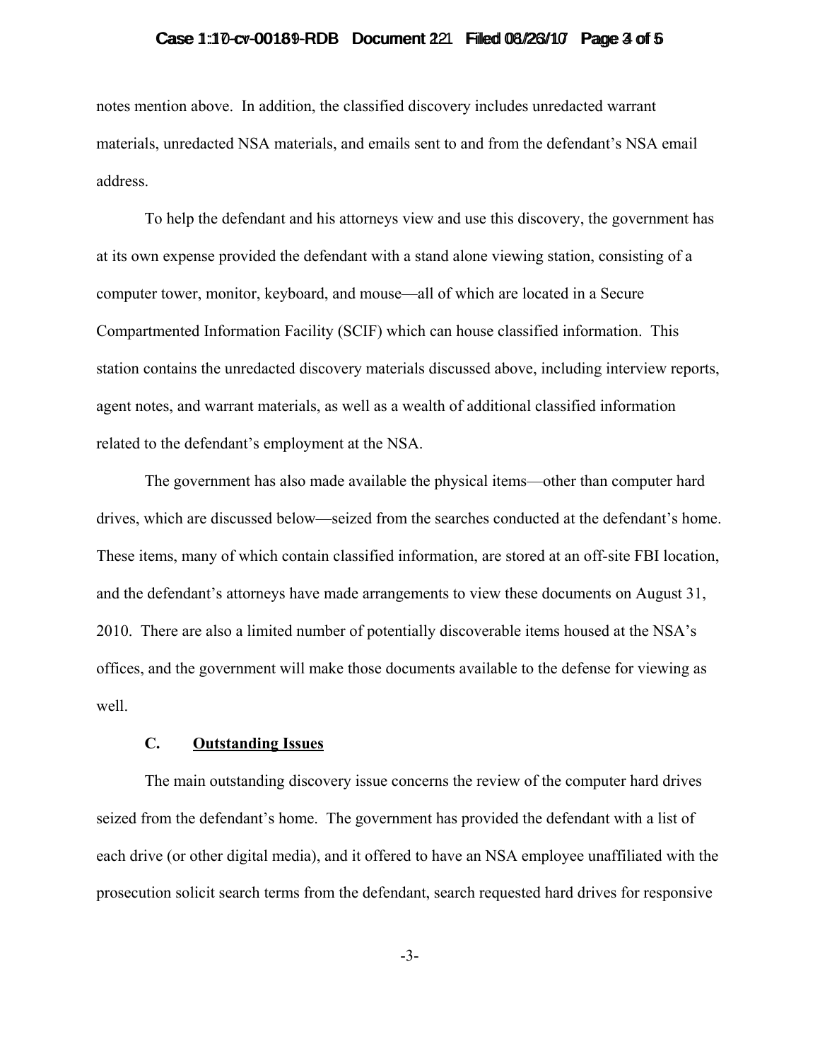notes mention above. In addition, the classified discovery includes unredacted warrant materials, unredacted NSA materials, and emails sent to and from the defendant's NSA email address.

To help the defendant and his attorneys view and use this discovery, the government has at its own expense provided the defendant with a stand alone viewing station, consisting of a computer tower, monitor, keyboard, and mouse—all of which are located in a Secure Compartmented Information Facility (SCIF) which can house classified information. This station contains the unredacted discovery materials discussed above, including interview reports, agent notes, and warrant materials, as well as a wealth of additional classified information related to the defendant's employment at the NSA.

The government has also made available the physical items—other than computer hard drives, which are discussed below—seized from the searches conducted at the defendant's home. These items, many of which contain classified information, are stored at an off-site FBI location, and the defendant's attorneys have made arrangements to view these documents on August 31, 2010. There are also a limited number of potentially discoverable items housed at the NSA's offices, and the government will make those documents available to the defense for viewing as well.

### C. Outstanding Issues

The main outstanding discovery issue concerns the review of the computer hard drives seized from the defendant's home. The government has provided the defendant with a list of each drive (or other digital media), and it offered to have an NSA employee unaffiliated with the prosecution solicit search terms from the defendant, search requested hard drives for responsive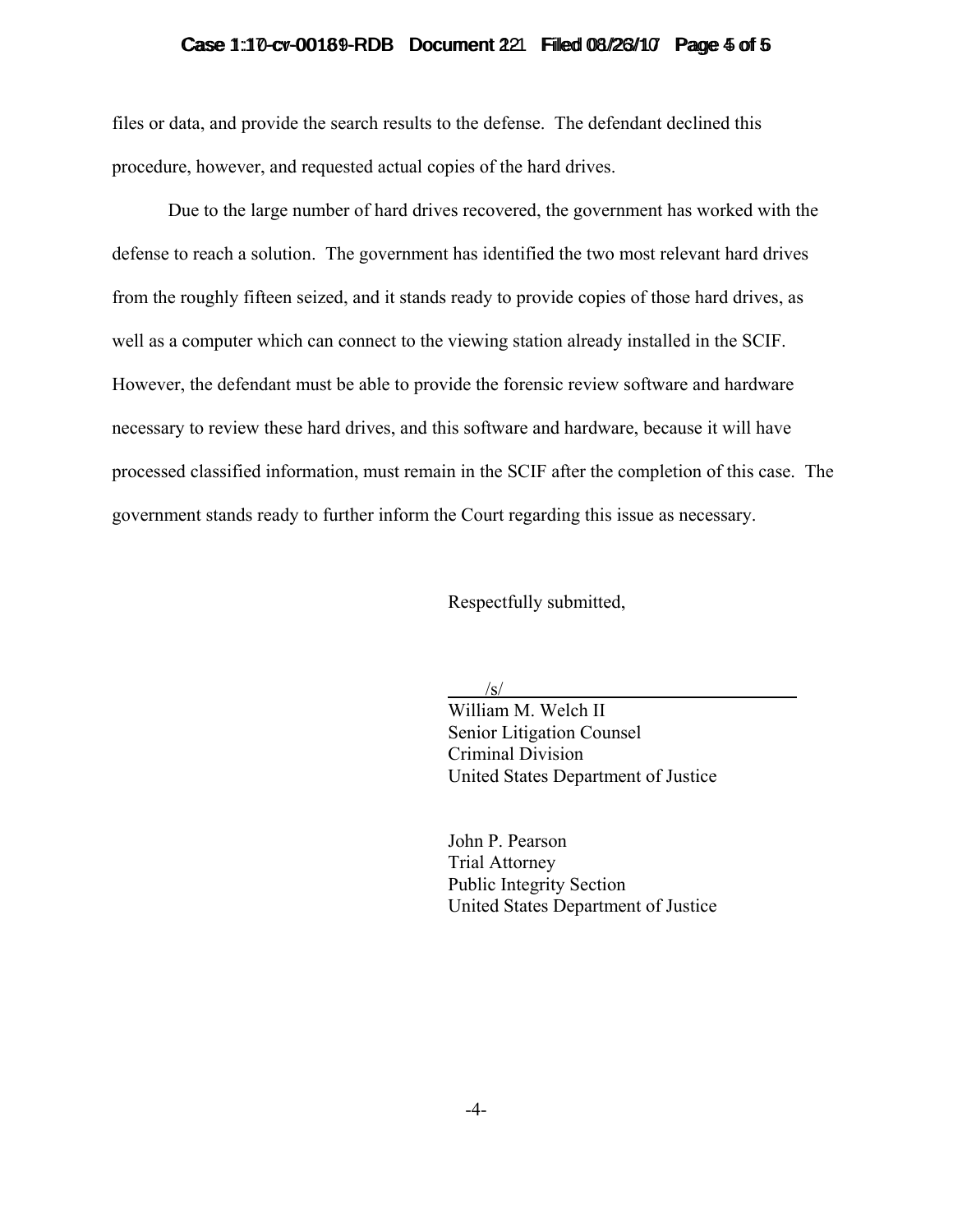files or data, and provide the search results to the defense. The defendant declined this procedure, however, and requested actual copies of the hard drives.

Due to the large number of hard drives recovered, the government has worked with the defense to reach a solution. The government has identified the two most relevant hard drives from the roughly fifteen seized, and it stands ready to provide copies of those hard drives, as well as a computer which can connect to the viewing station already installed in the SCIF. However, the defendant must be able to provide the forensic review software and hardware necessary to review these hard drives, and this software and hardware, because it will have processed classified information, must remain in the SCIF after the completion of this case. The government stands ready to further inform the Court regarding this issue as necessary.

Respectfully submitted,

/s/

William M. Welch II
Senior Litigation Counsel
Criminal Division
United States Department of Justice

John P. Pearson
Trial Attorney
Public Integrity Section
United States Department of Justice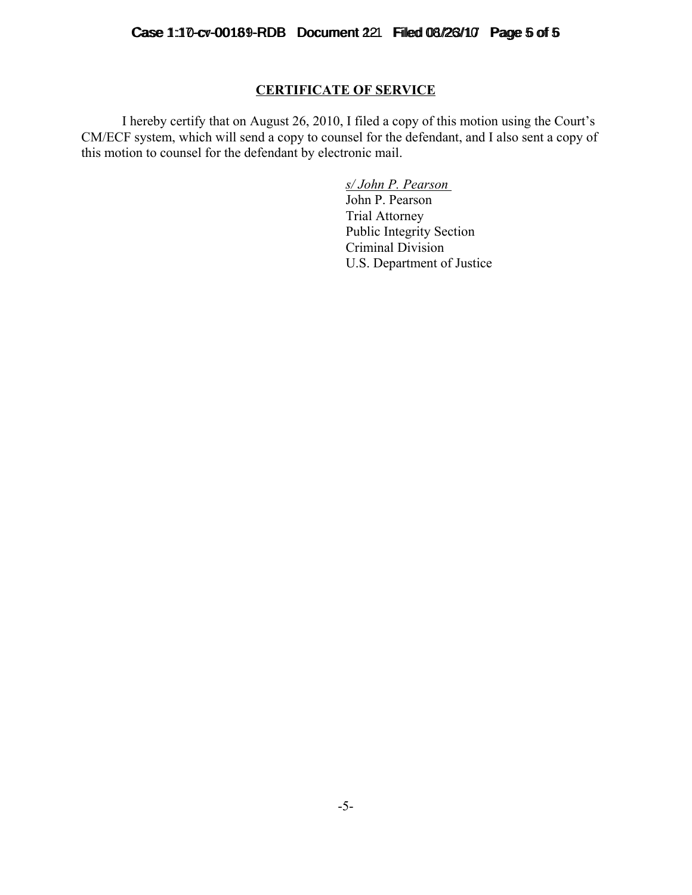## CERTIFICATE OF SERVICE

I hereby certify that on August 26, 2010, I filed a copy of this motion using the Court's CM/ECF system, which will send a copy to counsel for the defendant, and I also sent a copy of this motion to counsel for the defendant by electronic mail.

*s/ John P. Pearson*
John P. Pearson
Trial Attorney
Public Integrity Section
Criminal Division
U.S. Department of Justice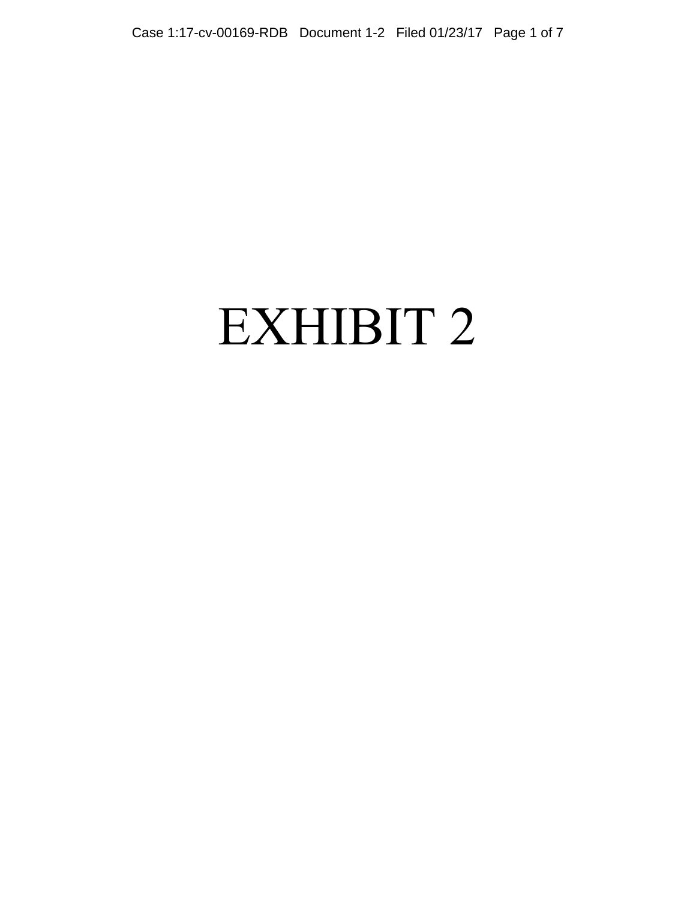# EXHIBIT 2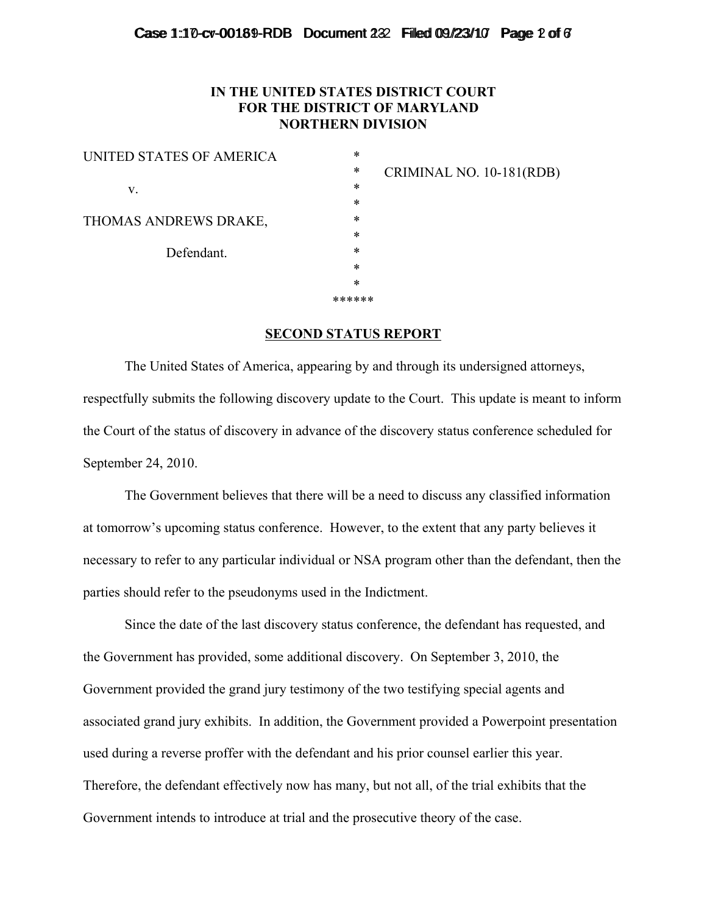# IN THE UNITED STATES DISTRICT COURT FOR THE DISTRICT OF MARYLAND NORTHERN DIVISION

| | | |
|---|---|---|
| UNITED STATES OF AMERICA | * | |
| | * | CRIMINAL NO. 10-181(RDB) |
| v. | * | |
| | * | |
| THOMAS ANDREWS DRAKE, | * | |
| | * | |
| Defendant. | * | |
| | * | |
| | * | |
| | ****** | |

## SECOND STATUS REPORT

The United States of America, appearing by and through its undersigned attorneys, respectfully submits the following discovery update to the Court. This update is meant to inform the Court of the status of discovery in advance of the discovery status conference scheduled for September 24, 2010.

The Government believes that there will be a need to discuss any classified information at tomorrow's upcoming status conference. However, to the extent that any party believes it necessary to refer to any particular individual or NSA program other than the defendant, then the parties should refer to the pseudonyms used in the Indictment.

Since the date of the last discovery status conference, the defendant has requested, and the Government has provided, some additional discovery. On September 3, 2010, the Government provided the grand jury testimony of the two testifying special agents and associated grand jury exhibits. In addition, the Government provided a Powerpoint presentation used during a reverse proffer with the defendant and his prior counsel earlier this year. Therefore, the defendant effectively now has many, but not all, of the trial exhibits that the Government intends to introduce at trial and the prosecutive theory of the case.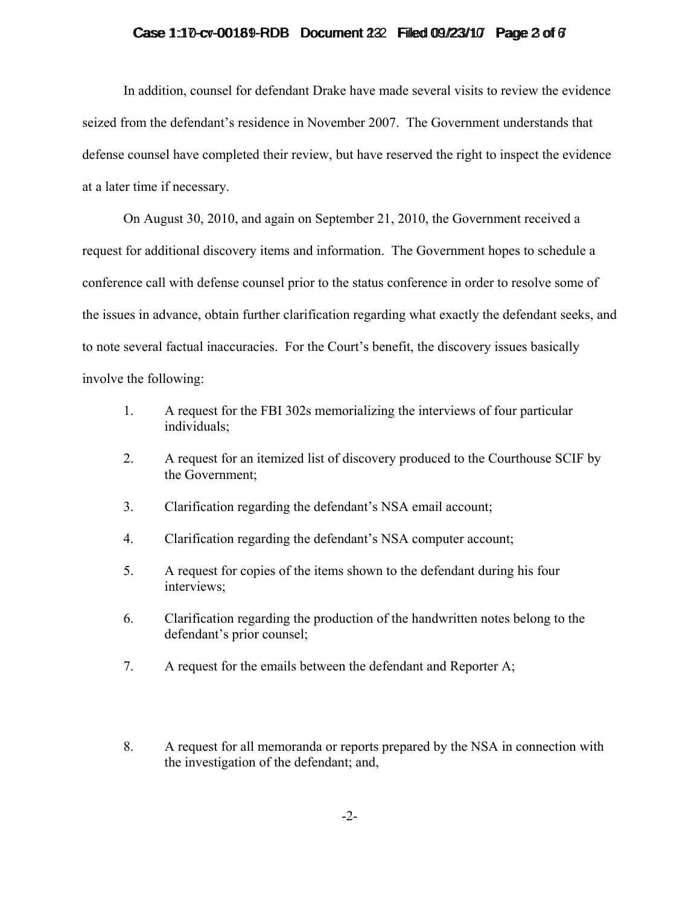In addition, counsel for defendant Drake have made several visits to review the evidence seized from the defendant's residence in November 2007. The Government understands that defense counsel have completed their review, but have reserved the right to inspect the evidence at a later time if necessary.

On August 30, 2010, and again on September 21, 2010, the Government received a request for additional discovery items and information. The Government hopes to schedule a conference call with defense counsel prior to the status conference in order to resolve some of the issues in advance, obtain further clarification regarding what exactly the defendant seeks, and to note several factual inaccuracies. For the Court's benefit, the discovery issues basically involve the following:

1. A request for the FBI 302s memorializing the interviews of four particular individuals;

2. A request for an itemized list of discovery produced to the Courthouse SCIF by the Government;

3. Clarification regarding the defendant's NSA email account;

4. Clarification regarding the defendant's NSA computer account;

5. A request for copies of the items shown to the defendant during his four interviews;

6. Clarification regarding the production of the handwritten notes belong to the defendant's prior counsel;

7. A request for the emails between the defendant and Reporter A;

8. A request for all memoranda or reports prepared by the NSA in connection with the investigation of the defendant; and,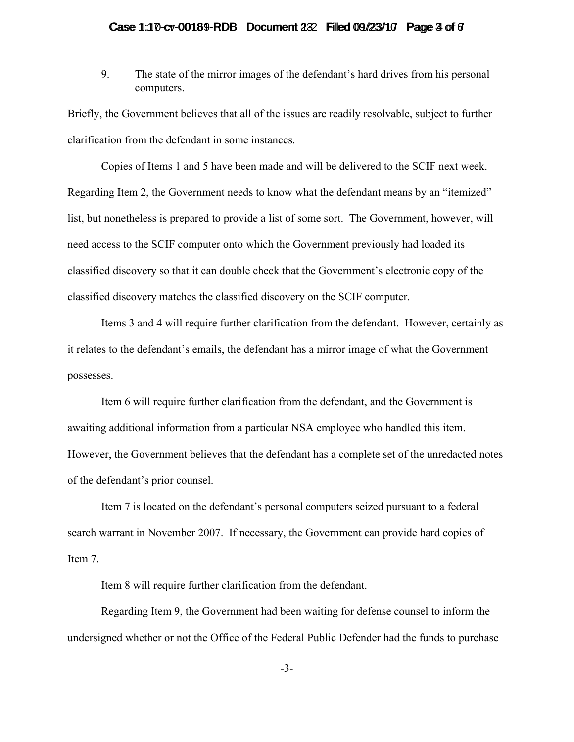9. The state of the mirror images of the defendant's hard drives from his personal computers.

Briefly, the Government believes that all of the issues are readily resolvable, subject to further clarification from the defendant in some instances.

Copies of Items 1 and 5 have been made and will be delivered to the SCIF next week. Regarding Item 2, the Government needs to know what the defendant means by an "itemized" list, but nonetheless is prepared to provide a list of some sort. The Government, however, will need access to the SCIF computer onto which the Government previously had loaded its classified discovery so that it can double check that the Government's electronic copy of the classified discovery matches the classified discovery on the SCIF computer.

Items 3 and 4 will require further clarification from the defendant. However, certainly as it relates to the defendant's emails, the defendant has a mirror image of what the Government possesses.

Item 6 will require further clarification from the defendant, and the Government is awaiting additional information from a particular NSA employee who handled this item. However, the Government believes that the defendant has a complete set of the unredacted notes of the defendant's prior counsel.

Item 7 is located on the defendant's personal computers seized pursuant to a federal search warrant in November 2007. If necessary, the Government can provide hard copies of Item 7.

Item 8 will require further clarification from the defendant.

Regarding Item 9, the Government had been waiting for defense counsel to inform the undersigned whether or not the Office of the Federal Public Defender had the funds to purchase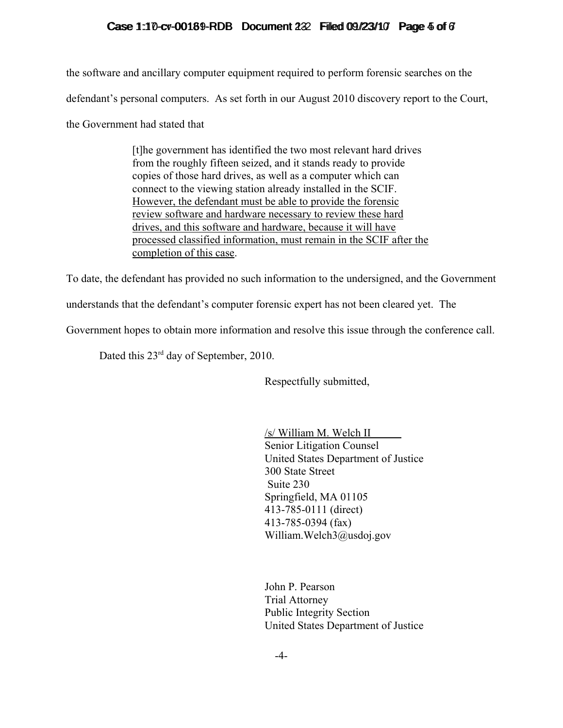the software and ancillary computer equipment required to perform forensic searches on the defendant's personal computers. As set forth in our August 2010 discovery report to the Court, the Government had stated that

> [t]he government has identified the two most relevant hard drives from the roughly fifteen seized, and it stands ready to provide copies of those hard drives, as well as a computer which can connect to the viewing station already installed in the SCIF. <u>However, the defendant must be able to provide the forensic review software and hardware necessary to review these hard drives, and this software and hardware, because it will have processed classified information, must remain in the SCIF after the completion of this case</u>.

To date, the defendant has provided no such information to the undersigned, and the Government understands that the defendant's computer forensic expert has not been cleared yet. The Government hopes to obtain more information and resolve this issue through the conference call.

Dated this 23rd day of September, 2010.

Respectfully submitted,

/s/ William M. Welch II
Senior Litigation Counsel
United States Department of Justice
300 State Street
Suite 230
Springfield, MA 01105
413-785-0111 (direct)
413-785-0394 (fax)
William.Welch3@usdoj.gov

John P. Pearson
Trial Attorney
Public Integrity Section
United States Department of Justice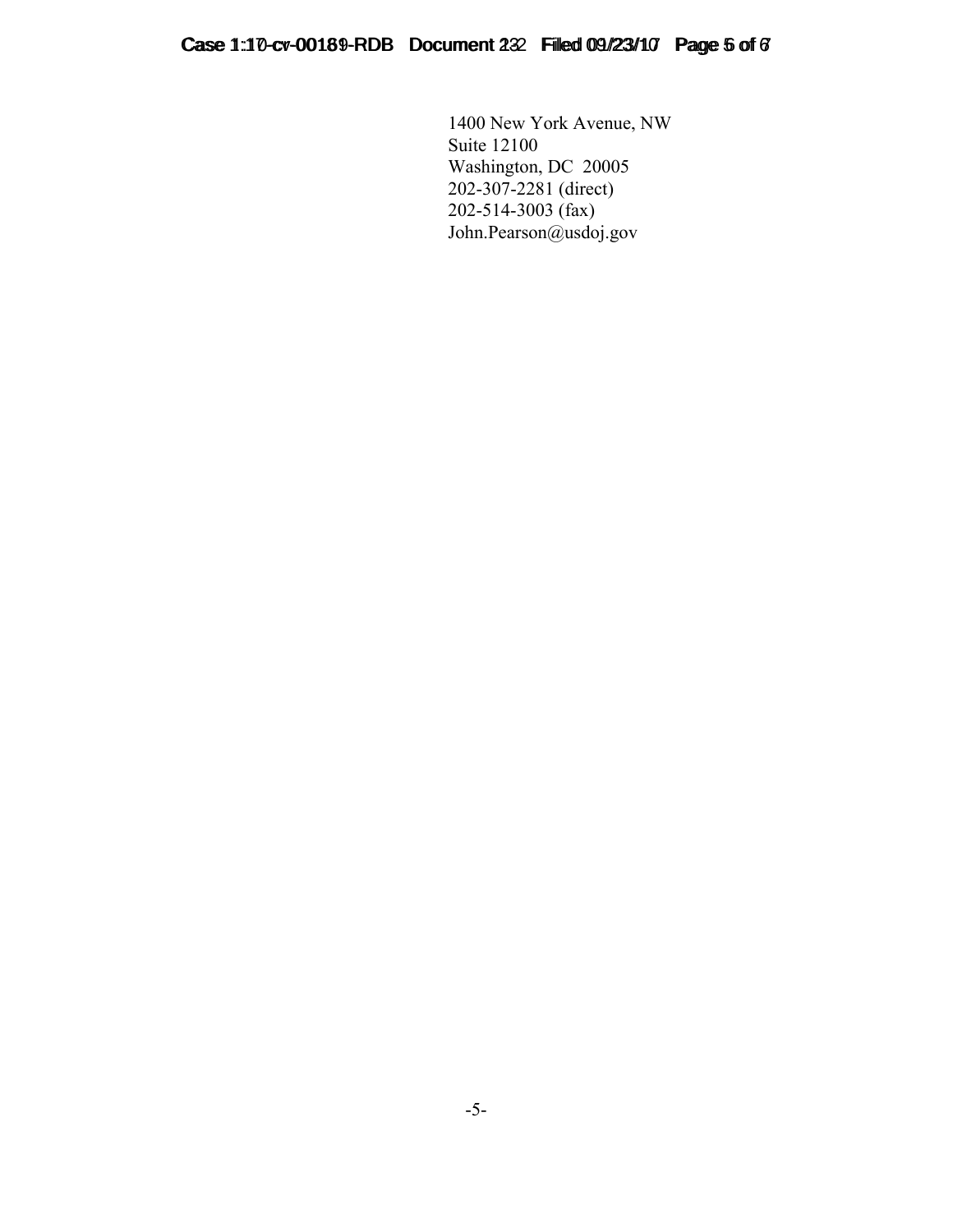1400 New York Avenue, NW
Suite 12100
Washington, DC 20005
202-307-2281 (direct)
202-514-3003 (fax)
John.Pearson@usdoj.gov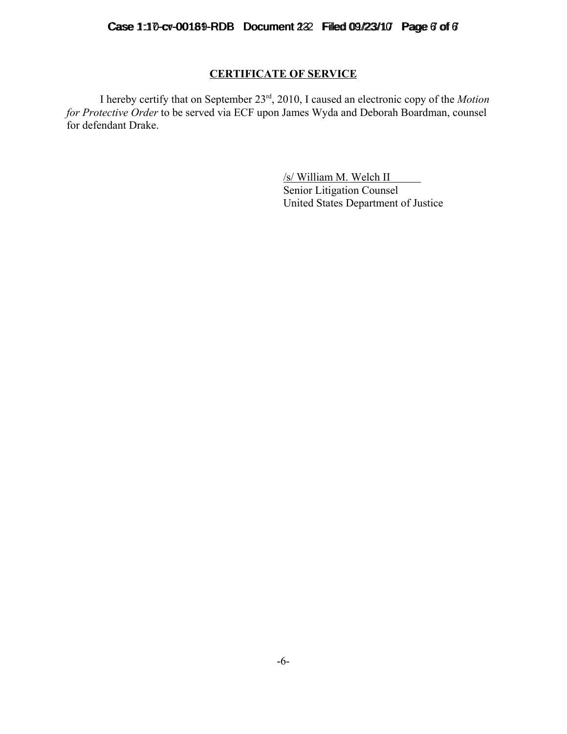## CERTIFICATE OF SERVICE

I hereby certify that on September 23rd, 2010, I caused an electronic copy of the *Motion for Protective Order* to be served via ECF upon James Wyda and Deborah Boardman, counsel for defendant Drake.

/s/ William M. Welch II
Senior Litigation Counsel
United States Department of Justice